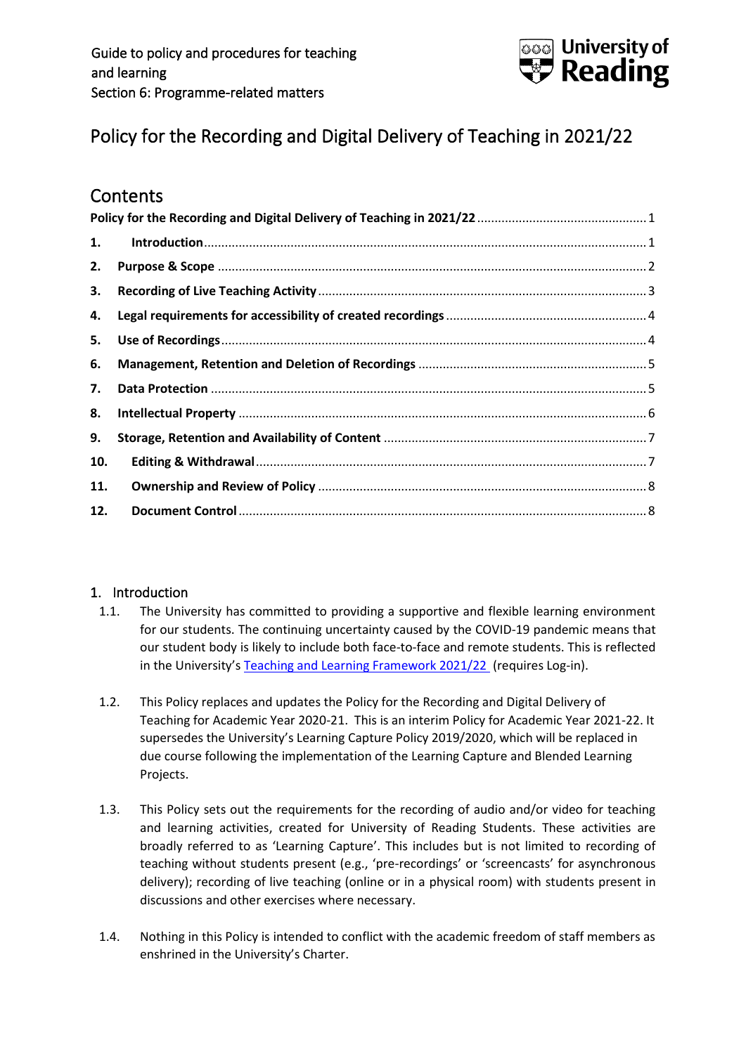Guide to policy and procedures for teaching and learning
Section 6: Programme-related matters

# Policy for the Recording and Digital Delivery of Teaching in 2021/22

## Contents

**Policy for the Recording and Digital Delivery of Teaching in 2021/22** ... 1

1. **Introduction** ... 1
2. **Purpose & Scope** ... 2
3. **Recording of Live Teaching Activity** ... 3
4. **Legal requirements for accessibility of created recordings** ... 4
5. **Use of Recordings** ... 4
6. **Management, Retention and Deletion of Recordings** ... 5
7. **Data Protection** ... 5
8. **Intellectual Property** ... 6
9. **Storage, Retention and Availability of Content** ... 7
10. **Editing & Withdrawal** ... 7
11. **Ownership and Review of Policy** ... 8
12. **Document Control** ... 8

## 1. Introduction

1.1. The University has committed to providing a supportive and flexible learning environment for our students. The continuing uncertainty caused by the COVID-19 pandemic means that our student body is likely to include both face-to-face and remote students. This is reflected in the University's [Teaching and Learning Framework 2021/22](#) (requires Log-in).

1.2. This Policy replaces and updates the Policy for the Recording and Digital Delivery of Teaching for Academic Year 2020-21. This is an interim Policy for Academic Year 2021-22. It supersedes the University's Learning Capture Policy 2019/2020, which will be replaced in due course following the implementation of the Learning Capture and Blended Learning Projects.

1.3. This Policy sets out the requirements for the recording of audio and/or video for teaching and learning activities, created for University of Reading Students. These activities are broadly referred to as 'Learning Capture'. This includes but is not limited to recording of teaching without students present (e.g., 'pre-recordings' or 'screencasts' for asynchronous delivery); recording of live teaching (online or in a physical room) with students present in discussions and other exercises where necessary.

1.4. Nothing in this Policy is intended to conflict with the academic freedom of staff members as enshrined in the University's Charter.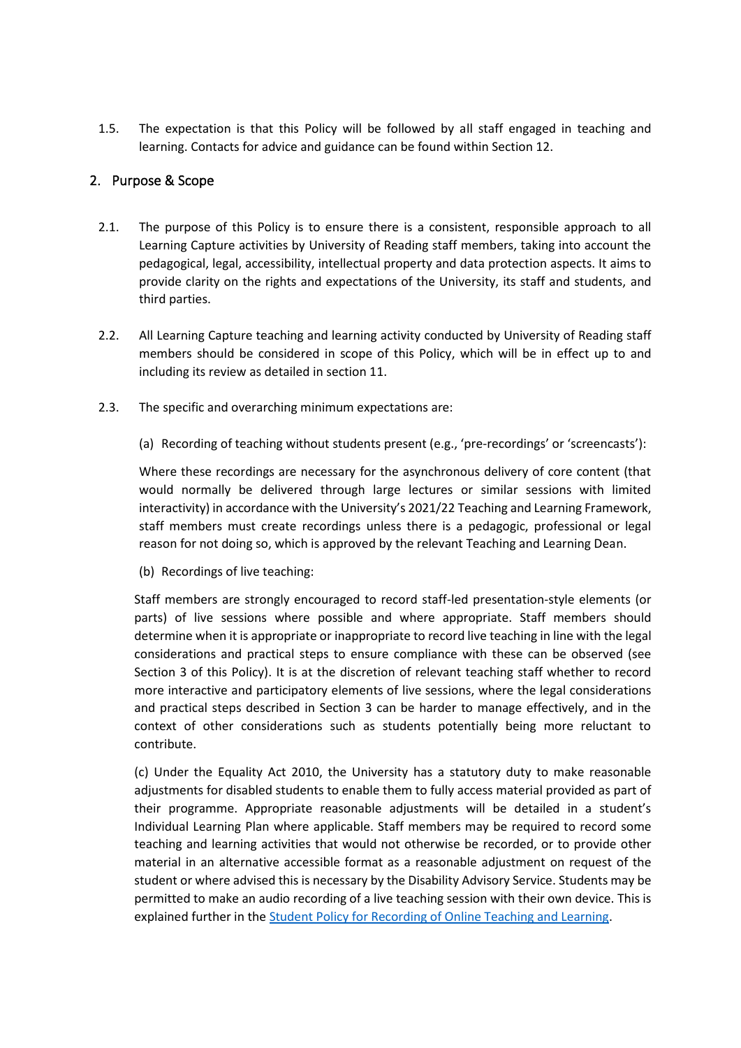1.5. The expectation is that this Policy will be followed by all staff engaged in teaching and learning. Contacts for advice and guidance can be found within Section 12.

## 2. Purpose & Scope

2.1. The purpose of this Policy is to ensure there is a consistent, responsible approach to all Learning Capture activities by University of Reading staff members, taking into account the pedagogical, legal, accessibility, intellectual property and data protection aspects. It aims to provide clarity on the rights and expectations of the University, its staff and students, and third parties.

2.2. All Learning Capture teaching and learning activity conducted by University of Reading staff members should be considered in scope of this Policy, which will be in effect up to and including its review as detailed in section 11.

2.3. The specific and overarching minimum expectations are:

(a) Recording of teaching without students present (e.g., 'pre-recordings' or 'screencasts'):

Where these recordings are necessary for the asynchronous delivery of core content (that would normally be delivered through large lectures or similar sessions with limited interactivity) in accordance with the University's 2021/22 Teaching and Learning Framework, staff members must create recordings unless there is a pedagogic, professional or legal reason for not doing so, which is approved by the relevant Teaching and Learning Dean.

(b) Recordings of live teaching:

Staff members are strongly encouraged to record staff-led presentation-style elements (or parts) of live sessions where possible and where appropriate. Staff members should determine when it is appropriate or inappropriate to record live teaching in line with the legal considerations and practical steps to ensure compliance with these can be observed (see Section 3 of this Policy). It is at the discretion of relevant teaching staff whether to record more interactive and participatory elements of live sessions, where the legal considerations and practical steps described in Section 3 can be harder to manage effectively, and in the context of other considerations such as students potentially being more reluctant to contribute.

(c) Under the Equality Act 2010, the University has a statutory duty to make reasonable adjustments for disabled students to enable them to fully access material provided as part of their programme. Appropriate reasonable adjustments will be detailed in a student's Individual Learning Plan where applicable. Staff members may be required to record some teaching and learning activities that would not otherwise be recorded, or to provide other material in an alternative accessible format as a reasonable adjustment on request of the student or where advised this is necessary by the Disability Advisory Service. Students may be permitted to make an audio recording of a live teaching session with their own device. This is explained further in the Student Policy for Recording of Online Teaching and Learning.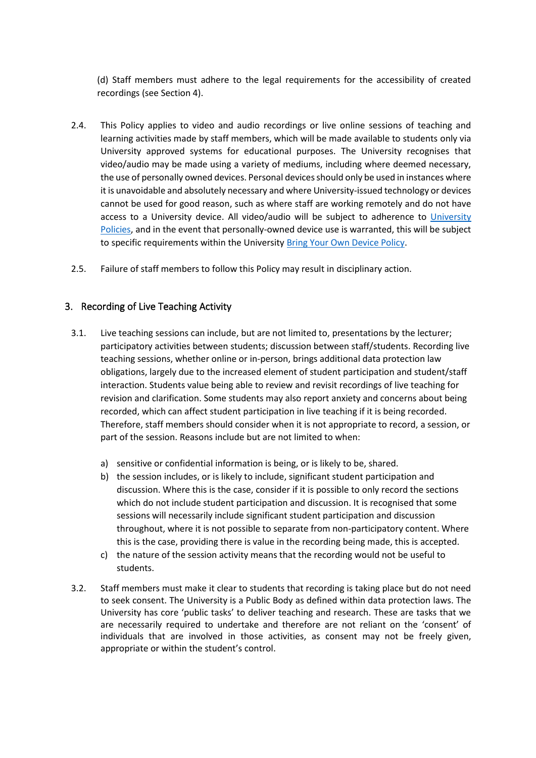(d) Staff members must adhere to the legal requirements for the accessibility of created recordings (see Section 4).

2.4. This Policy applies to video and audio recordings or live online sessions of teaching and learning activities made by staff members, which will be made available to students only via University approved systems for educational purposes. The University recognises that video/audio may be made using a variety of mediums, including where deemed necessary, the use of personally owned devices. Personal devices should only be used in instances where it is unavoidable and absolutely necessary and where University-issued technology or devices cannot be used for good reason, such as where staff are working remotely and do not have access to a University device. All video/audio will be subject to adherence to University Policies, and in the event that personally-owned device use is warranted, this will be subject to specific requirements within the University Bring Your Own Device Policy.

2.5. Failure of staff members to follow this Policy may result in disciplinary action.

## 3. Recording of Live Teaching Activity

3.1. Live teaching sessions can include, but are not limited to, presentations by the lecturer; participatory activities between students; discussion between staff/students. Recording live teaching sessions, whether online or in-person, brings additional data protection law obligations, largely due to the increased element of student participation and student/staff interaction. Students value being able to review and revisit recordings of live teaching for revision and clarification. Some students may also report anxiety and concerns about being recorded, which can affect student participation in live teaching if it is being recorded. Therefore, staff members should consider when it is not appropriate to record, a session, or part of the session. Reasons include but are not limited to when:

a) sensitive or confidential information is being, or is likely to be, shared.
b) the session includes, or is likely to include, significant student participation and discussion. Where this is the case, consider if it is possible to only record the sections which do not include student participation and discussion. It is recognised that some sessions will necessarily include significant student participation and discussion throughout, where it is not possible to separate from non-participatory content. Where this is the case, providing there is value in the recording being made, this is accepted.
c) the nature of the session activity means that the recording would not be useful to students.

3.2. Staff members must make it clear to students that recording is taking place but do not need to seek consent. The University is a Public Body as defined within data protection laws. The University has core 'public tasks' to deliver teaching and research. These are tasks that we are necessarily required to undertake and therefore are not reliant on the 'consent' of individuals that are involved in those activities, as consent may not be freely given, appropriate or within the student's control.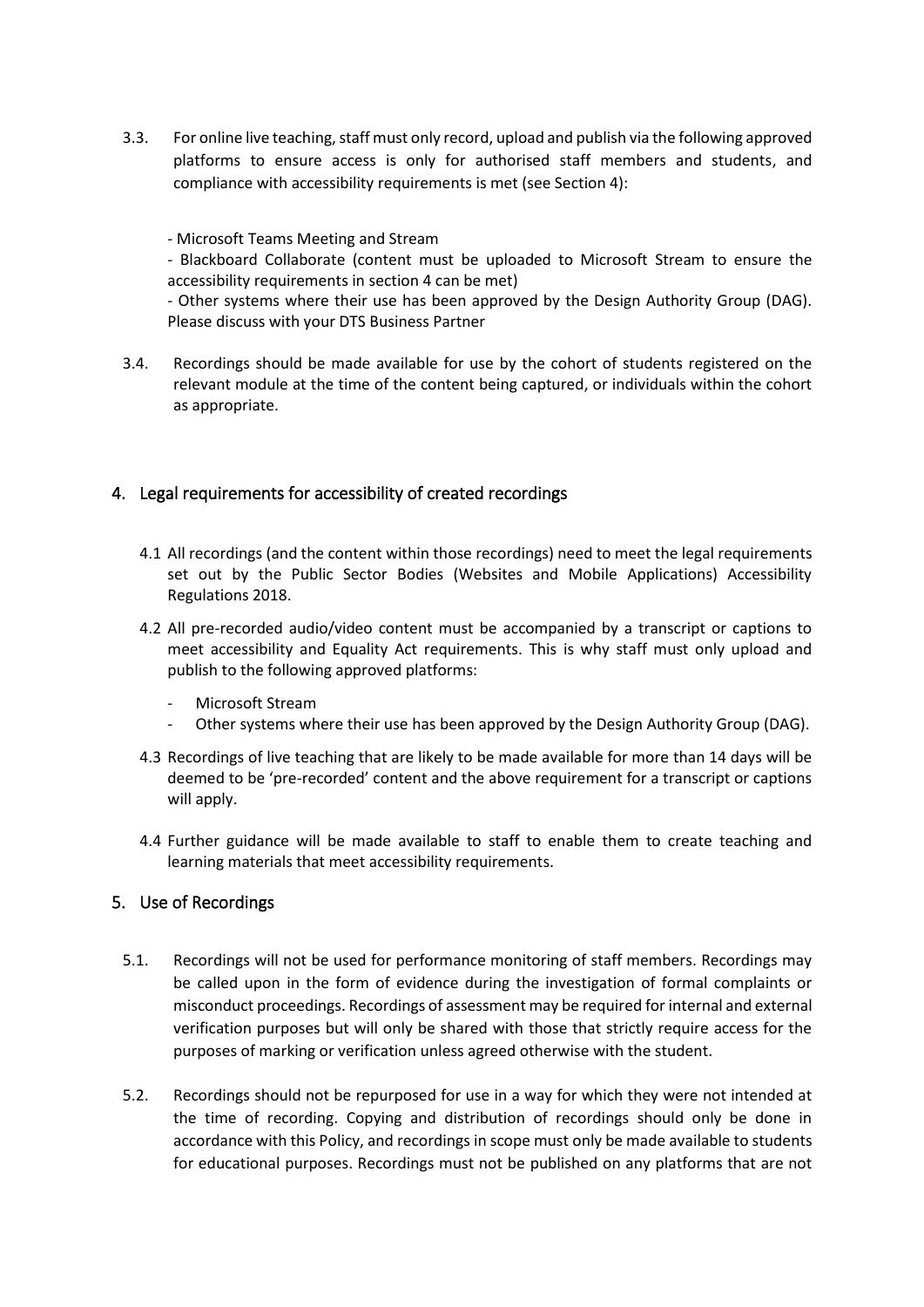3.3. For online live teaching, staff must only record, upload and publish via the following approved platforms to ensure access is only for authorised staff members and students, and compliance with accessibility requirements is met (see Section 4):

- Microsoft Teams Meeting and Stream
- Blackboard Collaborate (content must be uploaded to Microsoft Stream to ensure the accessibility requirements in section 4 can be met)
- Other systems where their use has been approved by the Design Authority Group (DAG). Please discuss with your DTS Business Partner

3.4. Recordings should be made available for use by the cohort of students registered on the relevant module at the time of the content being captured, or individuals within the cohort as appropriate.

## 4. Legal requirements for accessibility of created recordings

4.1 All recordings (and the content within those recordings) need to meet the legal requirements set out by the Public Sector Bodies (Websites and Mobile Applications) Accessibility Regulations 2018.

4.2 All pre-recorded audio/video content must be accompanied by a transcript or captions to meet accessibility and Equality Act requirements. This is why staff must only upload and publish to the following approved platforms:

- Microsoft Stream
- Other systems where their use has been approved by the Design Authority Group (DAG).

4.3 Recordings of live teaching that are likely to be made available for more than 14 days will be deemed to be 'pre-recorded' content and the above requirement for a transcript or captions will apply.

4.4 Further guidance will be made available to staff to enable them to create teaching and learning materials that meet accessibility requirements.

## 5. Use of Recordings

5.1. Recordings will not be used for performance monitoring of staff members. Recordings may be called upon in the form of evidence during the investigation of formal complaints or misconduct proceedings. Recordings of assessment may be required for internal and external verification purposes but will only be shared with those that strictly require access for the purposes of marking or verification unless agreed otherwise with the student.

5.2. Recordings should not be repurposed for use in a way for which they were not intended at the time of recording. Copying and distribution of recordings should only be done in accordance with this Policy, and recordings in scope must only be made available to students for educational purposes. Recordings must not be published on any platforms that are not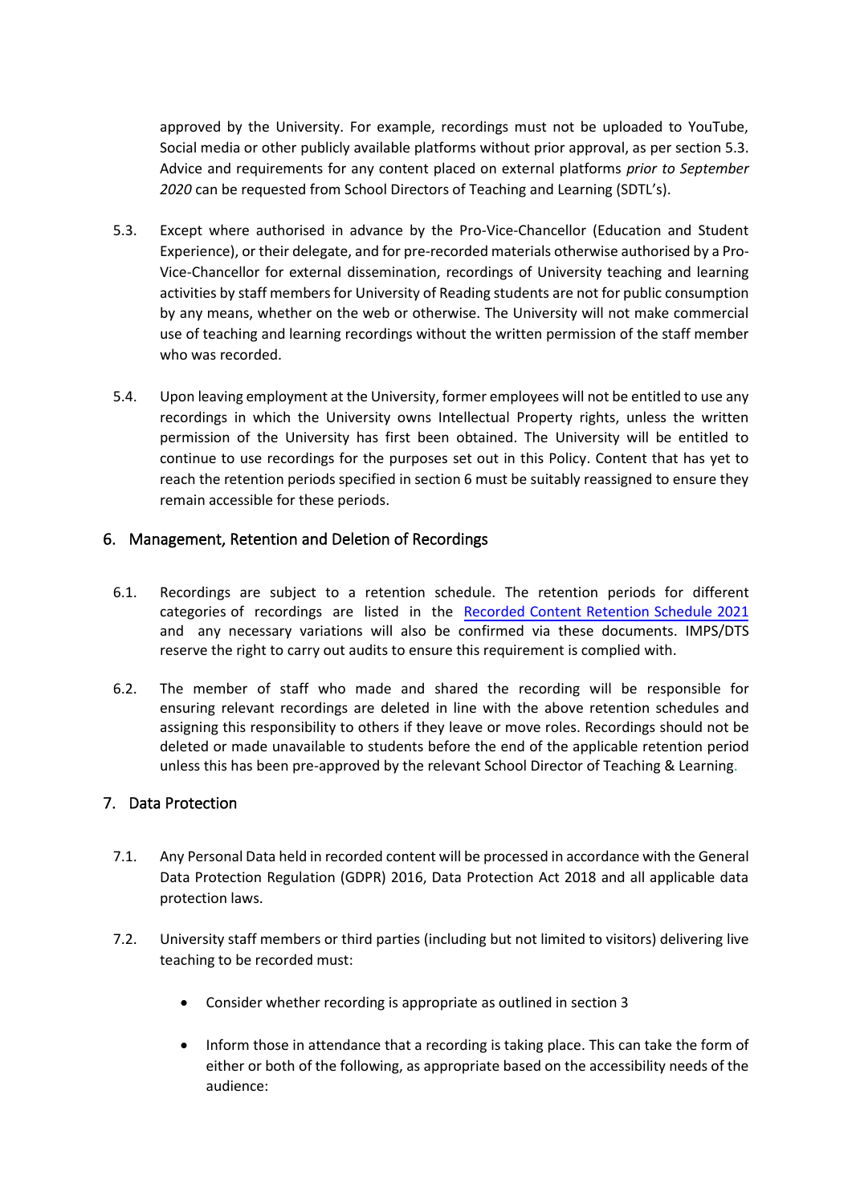approved by the University. For example, recordings must not be uploaded to YouTube, Social media or other publicly available platforms without prior approval, as per section 5.3. Advice and requirements for any content placed on external platforms *prior to September 2020* can be requested from School Directors of Teaching and Learning (SDTL's).

5.3. Except where authorised in advance by the Pro-Vice-Chancellor (Education and Student Experience), or their delegate, and for pre-recorded materials otherwise authorised by a Pro-Vice-Chancellor for external dissemination, recordings of University teaching and learning activities by staff members for University of Reading students are not for public consumption by any means, whether on the web or otherwise. The University will not make commercial use of teaching and learning recordings without the written permission of the staff member who was recorded.

5.4. Upon leaving employment at the University, former employees will not be entitled to use any recordings in which the University owns Intellectual Property rights, unless the written permission of the University has first been obtained. The University will be entitled to continue to use recordings for the purposes set out in this Policy. Content that has yet to reach the retention periods specified in section 6 must be suitably reassigned to ensure they remain accessible for these periods.

## 6. Management, Retention and Deletion of Recordings

6.1. Recordings are subject to a retention schedule. The retention periods for different categories of recordings are listed in the Recorded Content Retention Schedule 2021 and any necessary variations will also be confirmed via these documents. IMPS/DTS reserve the right to carry out audits to ensure this requirement is complied with.

6.2. The member of staff who made and shared the recording will be responsible for ensuring relevant recordings are deleted in line with the above retention schedules and assigning this responsibility to others if they leave or move roles. Recordings should not be deleted or made unavailable to students before the end of the applicable retention period unless this has been pre-approved by the relevant School Director of Teaching & Learning.

## 7. Data Protection

7.1. Any Personal Data held in recorded content will be processed in accordance with the General Data Protection Regulation (GDPR) 2016, Data Protection Act 2018 and all applicable data protection laws.

7.2. University staff members or third parties (including but not limited to visitors) delivering live teaching to be recorded must:

- Consider whether recording is appropriate as outlined in section 3
- Inform those in attendance that a recording is taking place. This can take the form of either or both of the following, as appropriate based on the accessibility needs of the audience: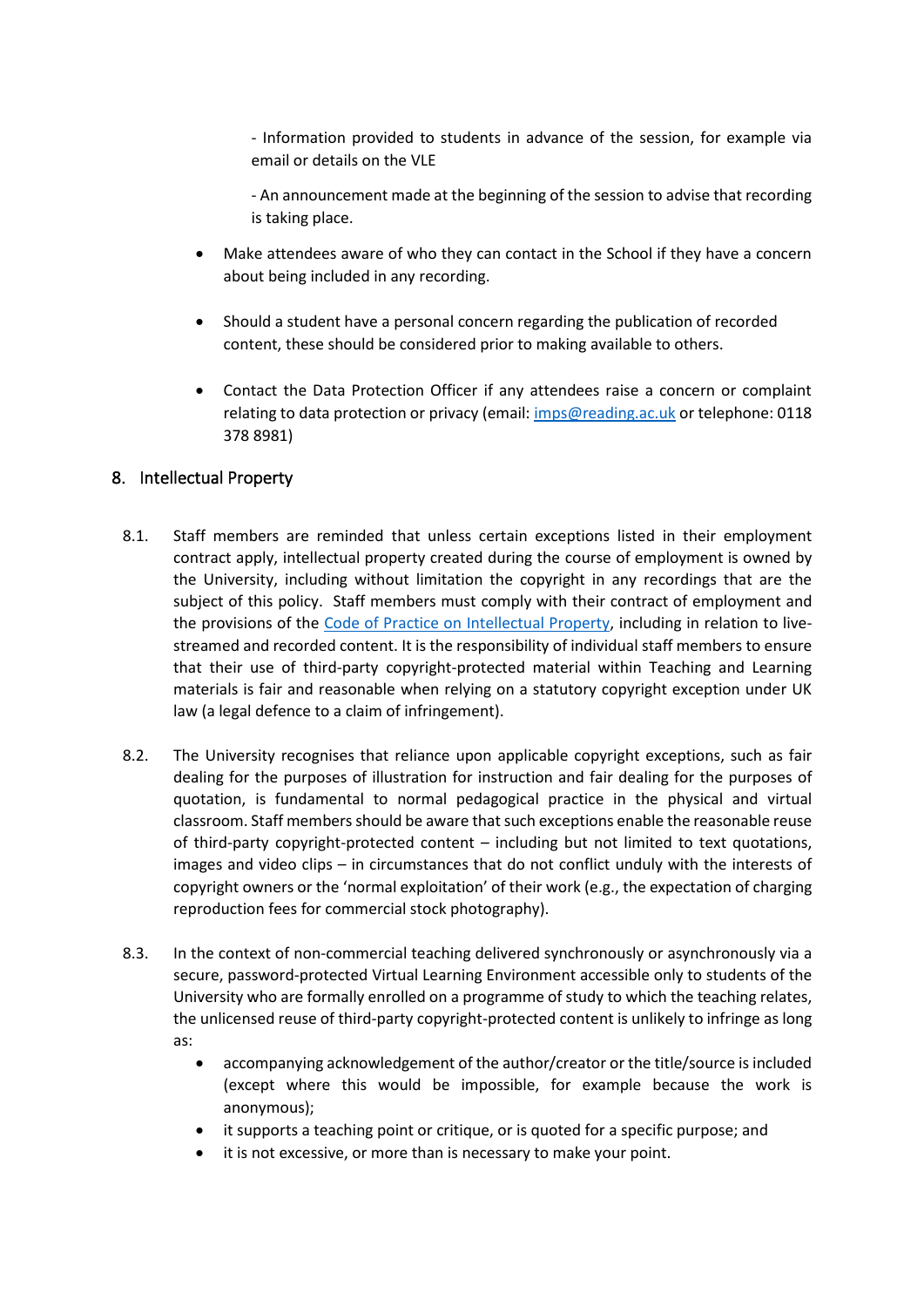- Information provided to students in advance of the session, for example via email or details on the VLE

- An announcement made at the beginning of the session to advise that recording is taking place.

- Make attendees aware of who they can contact in the School if they have a concern about being included in any recording.
- Should a student have a personal concern regarding the publication of recorded content, these should be considered prior to making available to others.
- Contact the Data Protection Officer if any attendees raise a concern or complaint relating to data protection or privacy (email: [imps@reading.ac.uk](mailto:imps@reading.ac.uk) or telephone: 0118 378 8981)

## 8. Intellectual Property

8.1. Staff members are reminded that unless certain exceptions listed in their employment contract apply, intellectual property created during the course of employment is owned by the University, including without limitation the copyright in any recordings that are the subject of this policy. Staff members must comply with their contract of employment and the provisions of the [Code of Practice on Intellectual Property](), including in relation to live-streamed and recorded content. It is the responsibility of individual staff members to ensure that their use of third-party copyright-protected material within Teaching and Learning materials is fair and reasonable when relying on a statutory copyright exception under UK law (a legal defence to a claim of infringement).

8.2. The University recognises that reliance upon applicable copyright exceptions, such as fair dealing for the purposes of illustration for instruction and fair dealing for the purposes of quotation, is fundamental to normal pedagogical practice in the physical and virtual classroom. Staff members should be aware that such exceptions enable the reasonable reuse of third-party copyright-protected content – including but not limited to text quotations, images and video clips – in circumstances that do not conflict unduly with the interests of copyright owners or the 'normal exploitation' of their work (e.g., the expectation of charging reproduction fees for commercial stock photography).

8.3. In the context of non-commercial teaching delivered synchronously or asynchronously via a secure, password-protected Virtual Learning Environment accessible only to students of the University who are formally enrolled on a programme of study to which the teaching relates, the unlicensed reuse of third-party copyright-protected content is unlikely to infringe as long as:

- accompanying acknowledgement of the author/creator or the title/source is included (except where this would be impossible, for example because the work is anonymous);
- it supports a teaching point or critique, or is quoted for a specific purpose; and
- it is not excessive, or more than is necessary to make your point.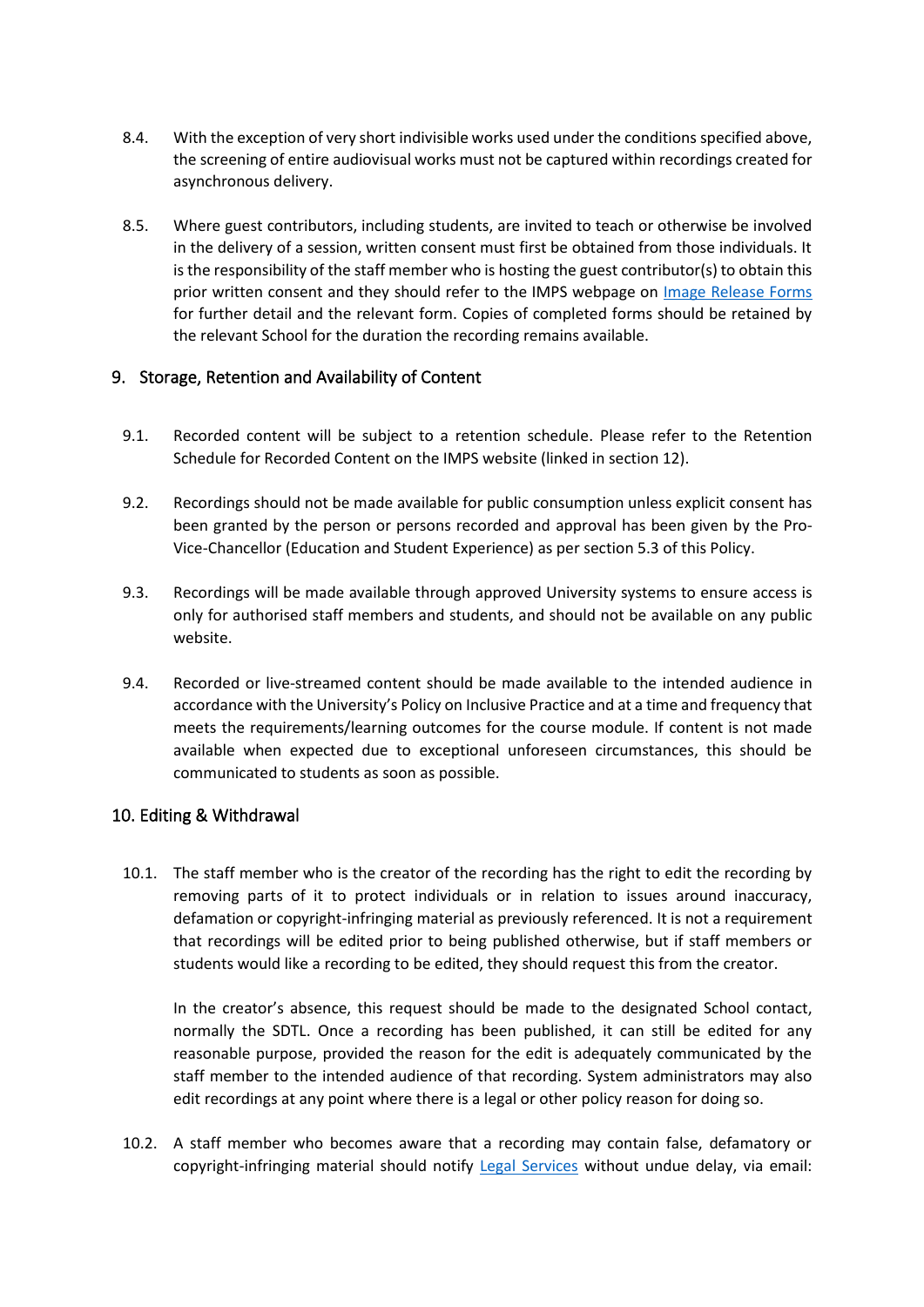8.4. With the exception of very short indivisible works used under the conditions specified above, the screening of entire audiovisual works must not be captured within recordings created for asynchronous delivery.

8.5. Where guest contributors, including students, are invited to teach or otherwise be involved in the delivery of a session, written consent must first be obtained from those individuals. It is the responsibility of the staff member who is hosting the guest contributor(s) to obtain this prior written consent and they should refer to the IMPS webpage on Image Release Forms for further detail and the relevant form. Copies of completed forms should be retained by the relevant School for the duration the recording remains available.

## 9. Storage, Retention and Availability of Content

9.1. Recorded content will be subject to a retention schedule. Please refer to the Retention Schedule for Recorded Content on the IMPS website (linked in section 12).

9.2. Recordings should not be made available for public consumption unless explicit consent has been granted by the person or persons recorded and approval has been given by the Pro-Vice-Chancellor (Education and Student Experience) as per section 5.3 of this Policy.

9.3. Recordings will be made available through approved University systems to ensure access is only for authorised staff members and students, and should not be available on any public website.

9.4. Recorded or live-streamed content should be made available to the intended audience in accordance with the University's Policy on Inclusive Practice and at a time and frequency that meets the requirements/learning outcomes for the course module. If content is not made available when expected due to exceptional unforeseen circumstances, this should be communicated to students as soon as possible.

## 10. Editing & Withdrawal

10.1. The staff member who is the creator of the recording has the right to edit the recording by removing parts of it to protect individuals or in relation to issues around inaccuracy, defamation or copyright-infringing material as previously referenced. It is not a requirement that recordings will be edited prior to being published otherwise, but if staff members or students would like a recording to be edited, they should request this from the creator.

In the creator's absence, this request should be made to the designated School contact, normally the SDTL. Once a recording has been published, it can still be edited for any reasonable purpose, provided the reason for the edit is adequately communicated by the staff member to the intended audience of that recording. System administrators may also edit recordings at any point where there is a legal or other policy reason for doing so.

10.2. A staff member who becomes aware that a recording may contain false, defamatory or copyright-infringing material should notify Legal Services without undue delay, via email: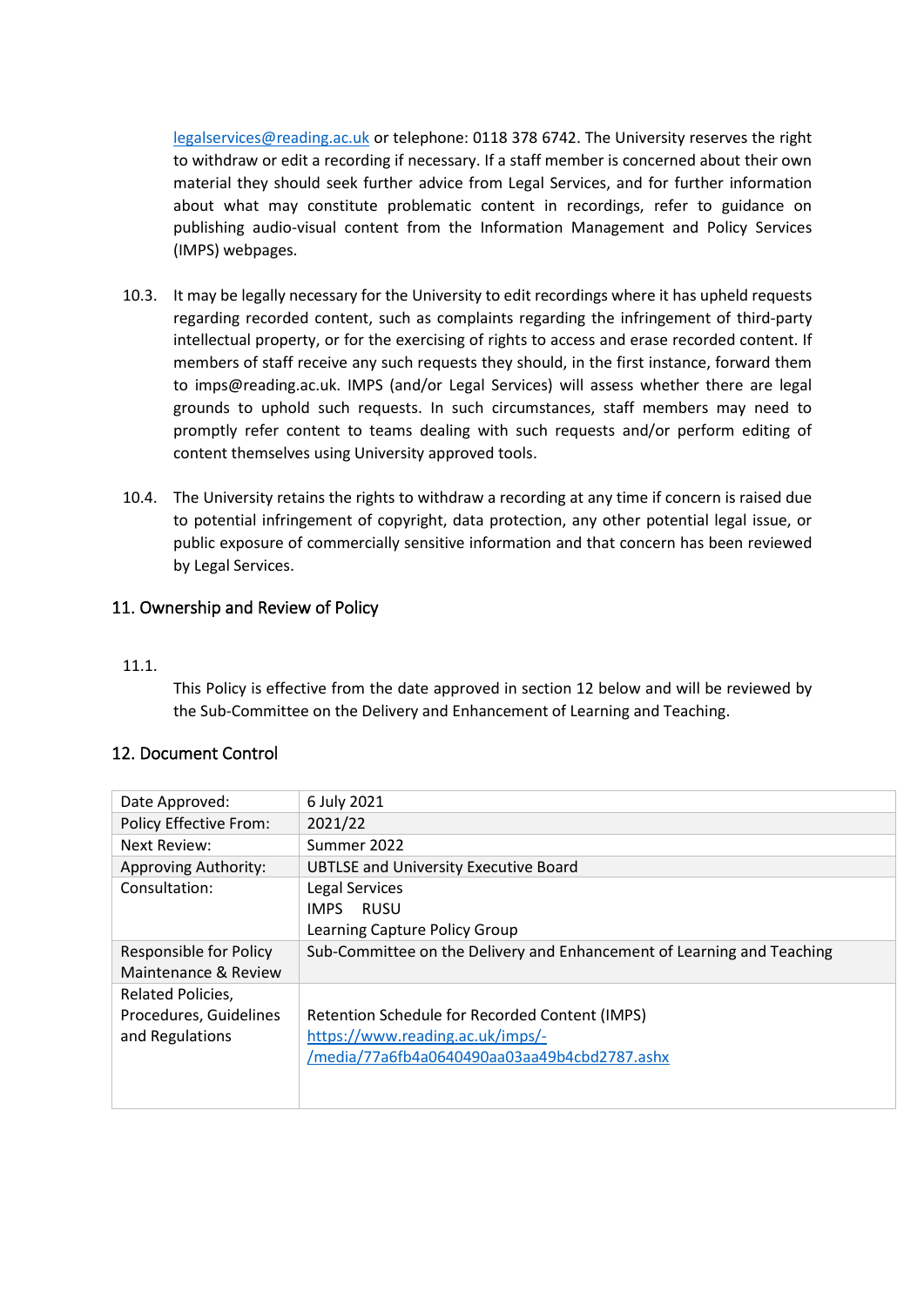[legalservices@reading.ac.uk](mailto:legalservices@reading.ac.uk) or telephone: 0118 378 6742. The University reserves the right to withdraw or edit a recording if necessary. If a staff member is concerned about their own material they should seek further advice from Legal Services, and for further information about what may constitute problematic content in recordings, refer to guidance on publishing audio-visual content from the Information Management and Policy Services (IMPS) webpages.

10.3. It may be legally necessary for the University to edit recordings where it has upheld requests regarding recorded content, such as complaints regarding the infringement of third-party intellectual property, or for the exercising of rights to access and erase recorded content. If members of staff receive any such requests they should, in the first instance, forward them to imps@reading.ac.uk. IMPS (and/or Legal Services) will assess whether there are legal grounds to uphold such requests. In such circumstances, staff members may need to promptly refer content to teams dealing with such requests and/or perform editing of content themselves using University approved tools.

10.4. The University retains the rights to withdraw a recording at any time if concern is raised due to potential infringement of copyright, data protection, any other potential legal issue, or public exposure of commercially sensitive information and that concern has been reviewed by Legal Services.

## 11. Ownership and Review of Policy

11.1.

This Policy is effective from the date approved in section 12 below and will be reviewed by the Sub-Committee on the Delivery and Enhancement of Learning and Teaching.

## 12. Document Control

| Date Approved: | 6 July 2021 |
|---|---|
| Policy Effective From: | 2021/22 |
| Next Review: | Summer 2022 |
| Approving Authority: | UBTLSE and University Executive Board |
| Consultation: | Legal Services<br>IMPS RUSU<br>Learning Capture Policy Group |
| Responsible for Policy Maintenance & Review | Sub-Committee on the Delivery and Enhancement of Learning and Teaching |
| Related Policies, Procedures, Guidelines and Regulations | Retention Schedule for Recorded Content (IMPS)<br>[https://www.reading.ac.uk/imps/-/media/77a6fb4a0640490aa03aa49b4cbd2787.ashx](https://www.reading.ac.uk/imps/-/media/77a6fb4a0640490aa03aa49b4cbd2787.ashx) |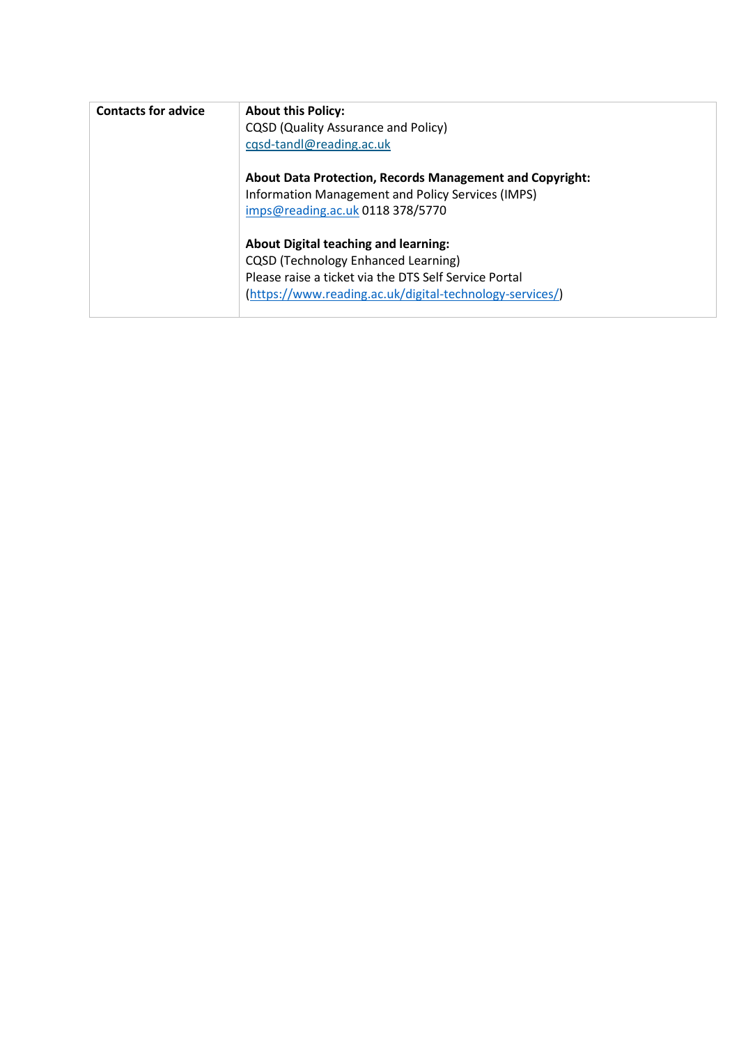| | |
|---|---|
| **Contacts for advice** | **About this Policy:**<br>CQSD (Quality Assurance and Policy)<br>cqsd-tandl@reading.ac.uk<br><br>**About Data Protection, Records Management and Copyright:**<br>Information Management and Policy Services (IMPS)<br>imps@reading.ac.uk 0118 378/5770<br><br>**About Digital teaching and learning:**<br>CQSD (Technology Enhanced Learning)<br>Please raise a ticket via the DTS Self Service Portal<br>(https://www.reading.ac.uk/digital-technology-services/) |